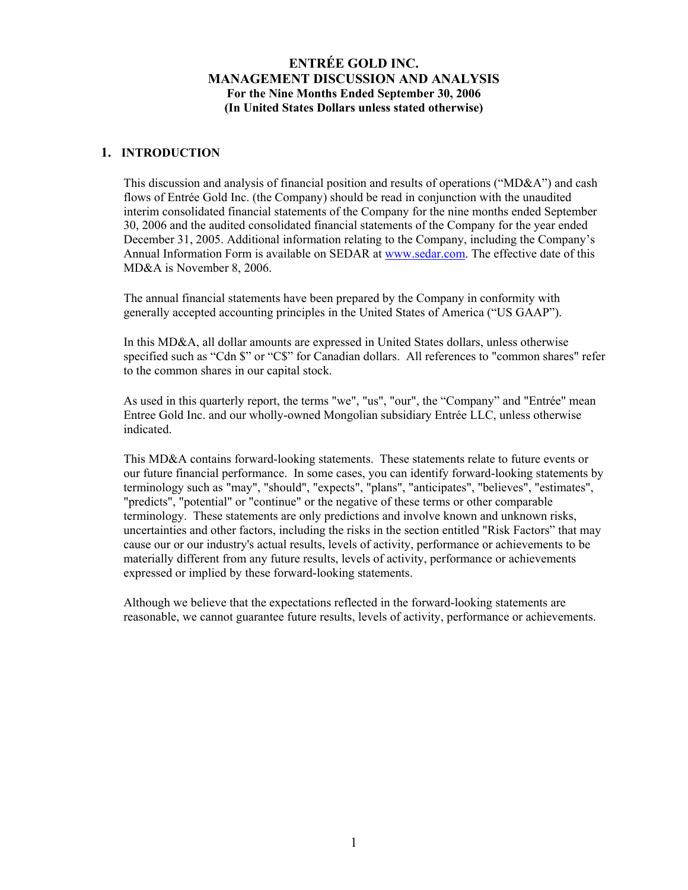# ENTRÉE GOLD INC.
# MANAGEMENT DISCUSSION AND ANALYSIS
### For the Nine Months Ended September 30, 2006
### (In United States Dollars unless stated otherwise)

## 1. INTRODUCTION

This discussion and analysis of financial position and results of operations ("MD&A") and cash flows of Entrée Gold Inc. (the Company) should be read in conjunction with the unaudited interim consolidated financial statements of the Company for the nine months ended September 30, 2006 and the audited consolidated financial statements of the Company for the year ended December 31, 2005. Additional information relating to the Company, including the Company's Annual Information Form is available on SEDAR at www.sedar.com. The effective date of this MD&A is November 8, 2006.

The annual financial statements have been prepared by the Company in conformity with generally accepted accounting principles in the United States of America ("US GAAP").

In this MD&A, all dollar amounts are expressed in United States dollars, unless otherwise specified such as "Cdn $" or "C$" for Canadian dollars. All references to "common shares" refer to the common shares in our capital stock.

As used in this quarterly report, the terms "we", "us", "our", the "Company" and "Entrée" mean Entree Gold Inc. and our wholly-owned Mongolian subsidiary Entrée LLC, unless otherwise indicated.

This MD&A contains forward-looking statements. These statements relate to future events or our future financial performance. In some cases, you can identify forward-looking statements by terminology such as "may", "should", "expects", "plans", "anticipates", "believes", "estimates", "predicts", "potential" or "continue" or the negative of these terms or other comparable terminology. These statements are only predictions and involve known and unknown risks, uncertainties and other factors, including the risks in the section entitled "Risk Factors" that may cause our or our industry's actual results, levels of activity, performance or achievements to be materially different from any future results, levels of activity, performance or achievements expressed or implied by these forward-looking statements.

Although we believe that the expectations reflected in the forward-looking statements are reasonable, we cannot guarantee future results, levels of activity, performance or achievements.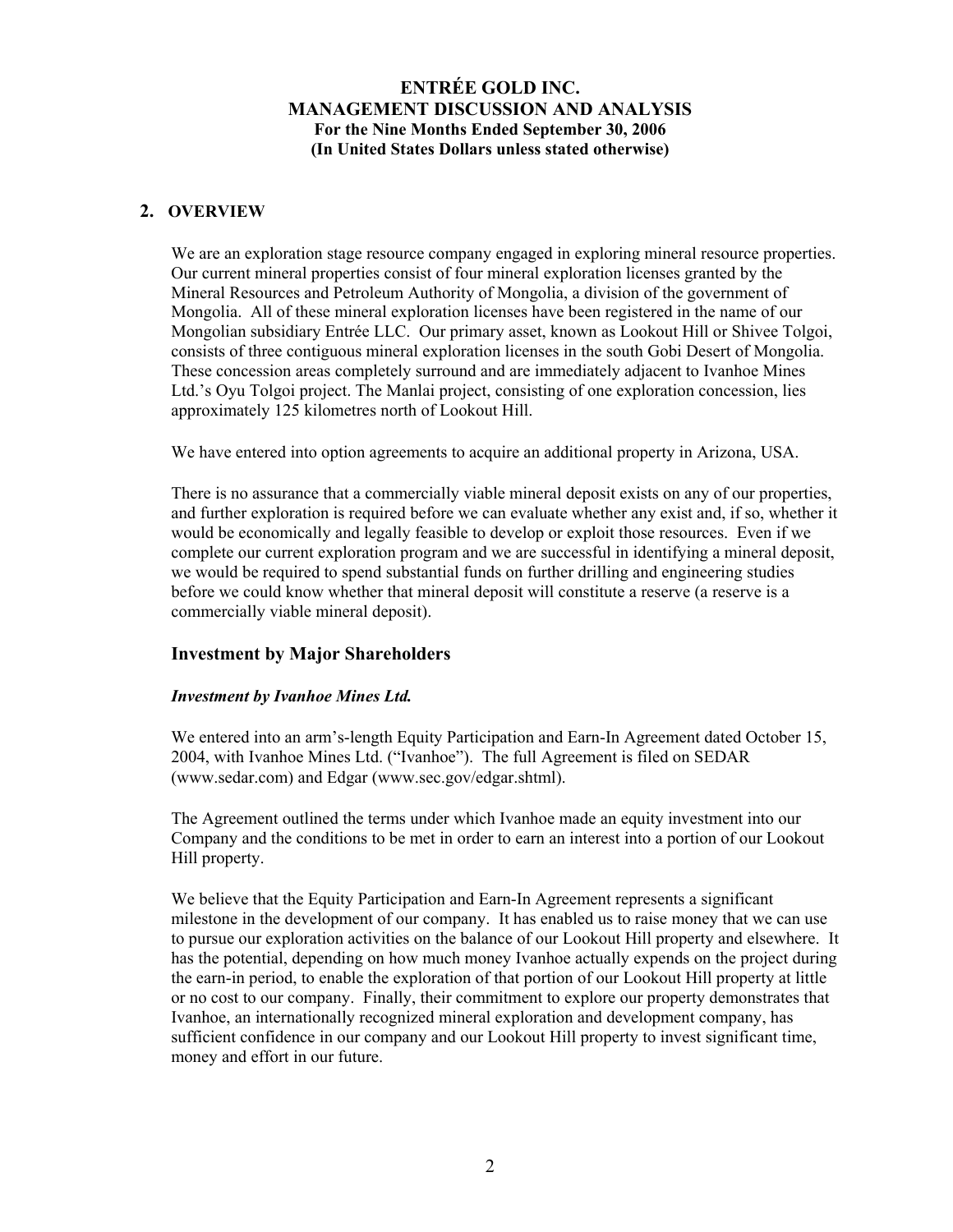## 2. OVERVIEW

We are an exploration stage resource company engaged in exploring mineral resource properties. Our current mineral properties consist of four mineral exploration licenses granted by the Mineral Resources and Petroleum Authority of Mongolia, a division of the government of Mongolia. All of these mineral exploration licenses have been registered in the name of our Mongolian subsidiary Entrée LLC. Our primary asset, known as Lookout Hill or Shivee Tolgoi, consists of three contiguous mineral exploration licenses in the south Gobi Desert of Mongolia. These concession areas completely surround and are immediately adjacent to Ivanhoe Mines Ltd.'s Oyu Tolgoi project. The Manlai project, consisting of one exploration concession, lies approximately 125 kilometres north of Lookout Hill.

We have entered into option agreements to acquire an additional property in Arizona, USA.

There is no assurance that a commercially viable mineral deposit exists on any of our properties, and further exploration is required before we can evaluate whether any exist and, if so, whether it would be economically and legally feasible to develop or exploit those resources. Even if we complete our current exploration program and we are successful in identifying a mineral deposit, we would be required to spend substantial funds on further drilling and engineering studies before we could know whether that mineral deposit will constitute a reserve (a reserve is a commercially viable mineral deposit).

### Investment by Major Shareholders

***Investment by Ivanhoe Mines Ltd.***

We entered into an arm's-length Equity Participation and Earn-In Agreement dated October 15, 2004, with Ivanhoe Mines Ltd. ("Ivanhoe"). The full Agreement is filed on SEDAR (www.sedar.com) and Edgar (www.sec.gov/edgar.shtml).

The Agreement outlined the terms under which Ivanhoe made an equity investment into our Company and the conditions to be met in order to earn an interest into a portion of our Lookout Hill property.

We believe that the Equity Participation and Earn-In Agreement represents a significant milestone in the development of our company. It has enabled us to raise money that we can use to pursue our exploration activities on the balance of our Lookout Hill property and elsewhere. It has the potential, depending on how much money Ivanhoe actually expends on the project during the earn-in period, to enable the exploration of that portion of our Lookout Hill property at little or no cost to our company. Finally, their commitment to explore our property demonstrates that Ivanhoe, an internationally recognized mineral exploration and development company, has sufficient confidence in our company and our Lookout Hill property to invest significant time, money and effort in our future.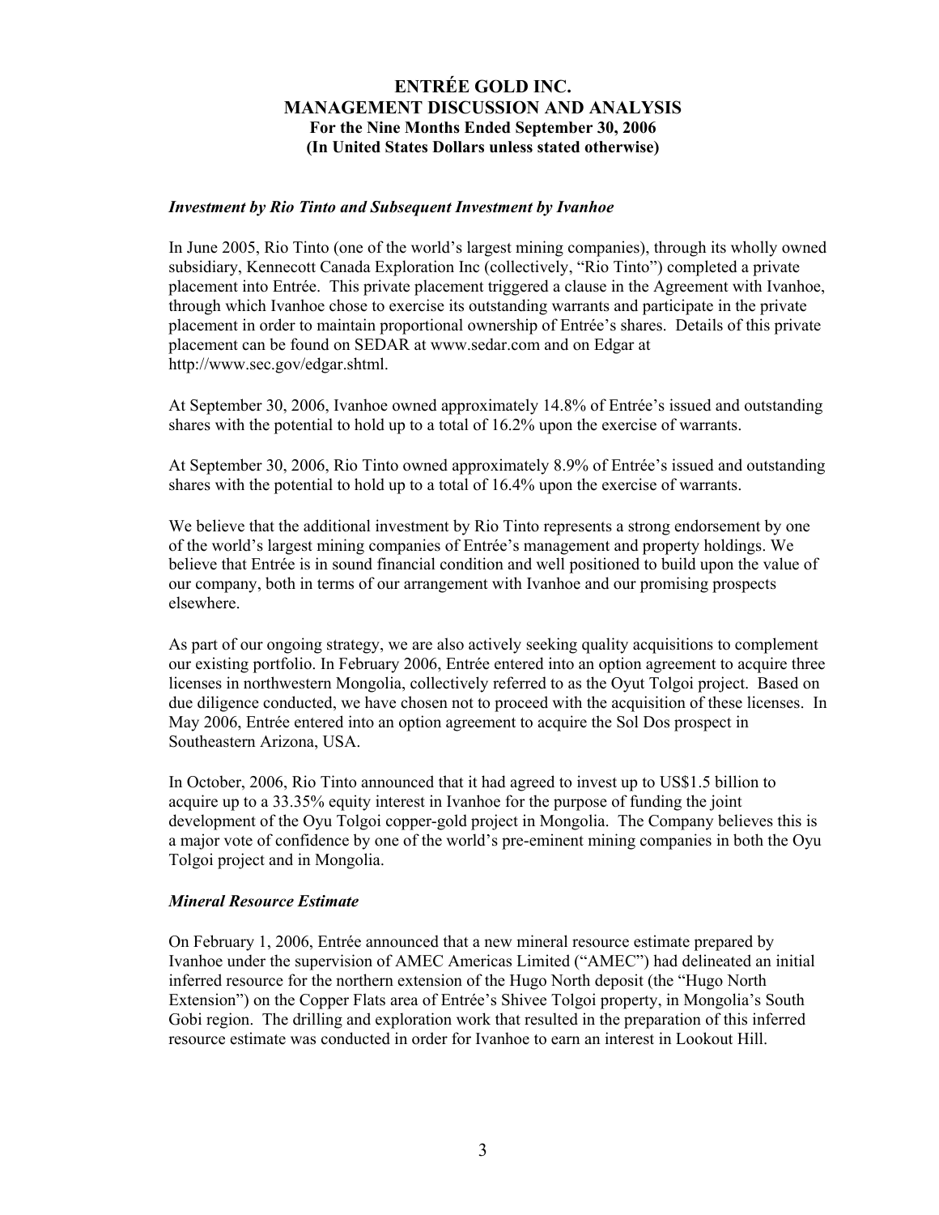### *Investment by Rio Tinto and Subsequent Investment by Ivanhoe*

In June 2005, Rio Tinto (one of the world's largest mining companies), through its wholly owned subsidiary, Kennecott Canada Exploration Inc (collectively, "Rio Tinto") completed a private placement into Entrée. This private placement triggered a clause in the Agreement with Ivanhoe, through which Ivanhoe chose to exercise its outstanding warrants and participate in the private placement in order to maintain proportional ownership of Entrée's shares. Details of this private placement can be found on SEDAR at www.sedar.com and on Edgar at http://www.sec.gov/edgar.shtml.

At September 30, 2006, Ivanhoe owned approximately 14.8% of Entrée's issued and outstanding shares with the potential to hold up to a total of 16.2% upon the exercise of warrants.

At September 30, 2006, Rio Tinto owned approximately 8.9% of Entrée's issued and outstanding shares with the potential to hold up to a total of 16.4% upon the exercise of warrants.

We believe that the additional investment by Rio Tinto represents a strong endorsement by one of the world's largest mining companies of Entrée's management and property holdings. We believe that Entrée is in sound financial condition and well positioned to build upon the value of our company, both in terms of our arrangement with Ivanhoe and our promising prospects elsewhere.

As part of our ongoing strategy, we are also actively seeking quality acquisitions to complement our existing portfolio. In February 2006, Entrée entered into an option agreement to acquire three licenses in northwestern Mongolia, collectively referred to as the Oyut Tolgoi project. Based on due diligence conducted, we have chosen not to proceed with the acquisition of these licenses. In May 2006, Entrée entered into an option agreement to acquire the Sol Dos prospect in Southeastern Arizona, USA.

In October, 2006, Rio Tinto announced that it had agreed to invest up to US$1.5 billion to acquire up to a 33.35% equity interest in Ivanhoe for the purpose of funding the joint development of the Oyu Tolgoi copper-gold project in Mongolia. The Company believes this is a major vote of confidence by one of the world's pre-eminent mining companies in both the Oyu Tolgoi project and in Mongolia.

### *Mineral Resource Estimate*

On February 1, 2006, Entrée announced that a new mineral resource estimate prepared by Ivanhoe under the supervision of AMEC Americas Limited ("AMEC") had delineated an initial inferred resource for the northern extension of the Hugo North deposit (the "Hugo North Extension") on the Copper Flats area of Entrée's Shivee Tolgoi property, in Mongolia's South Gobi region. The drilling and exploration work that resulted in the preparation of this inferred resource estimate was conducted in order for Ivanhoe to earn an interest in Lookout Hill.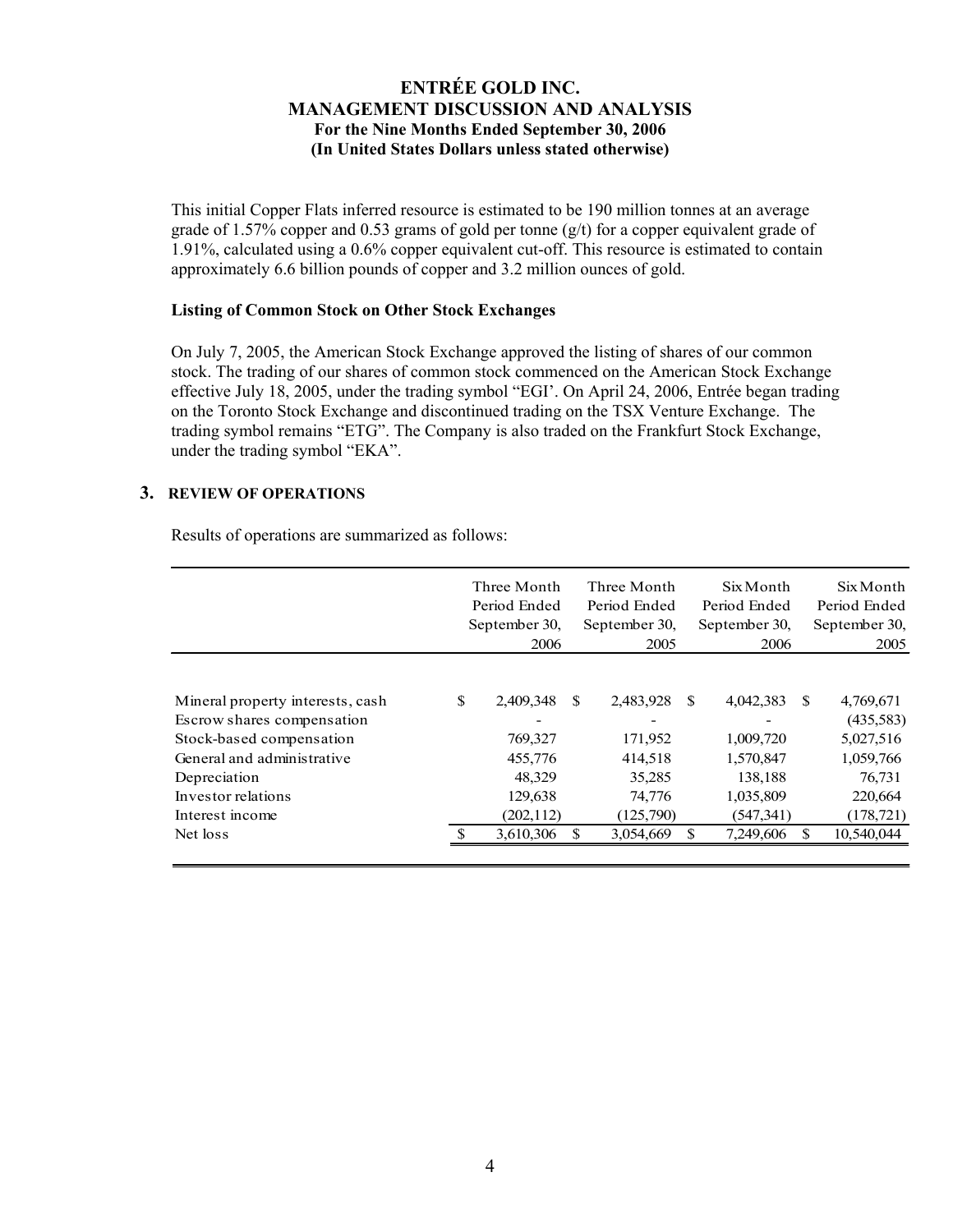This initial Copper Flats inferred resource is estimated to be 190 million tonnes at an average grade of 1.57% copper and 0.53 grams of gold per tonne (g/t) for a copper equivalent grade of 1.91%, calculated using a 0.6% copper equivalent cut-off. This resource is estimated to contain approximately 6.6 billion pounds of copper and 3.2 million ounces of gold.

**Listing of Common Stock on Other Stock Exchanges**

On July 7, 2005, the American Stock Exchange approved the listing of shares of our common stock. The trading of our shares of common stock commenced on the American Stock Exchange effective July 18, 2005, under the trading symbol "EGI'. On April 24, 2006, Entrée began trading on the Toronto Stock Exchange and discontinued trading on the TSX Venture Exchange. The trading symbol remains "ETG". The Company is also traded on the Frankfurt Stock Exchange, under the trading symbol "EKA".

## 3. REVIEW OF OPERATIONS

Results of operations are summarized as follows:

| | Three Month Period Ended September 30, 2006 | Three Month Period Ended September 30, 2005 | Six Month Period Ended September 30, 2006 | Six Month Period Ended September 30, 2005 |
|---|---|---|---|---|
| Mineral property interests, cash | $ 2,409,348 | $ 2,483,928 | $ 4,042,383 | $ 4,769,671 |
| Escrow shares compensation | - | - | - | (435,583) |
| Stock-based compensation | 769,327 | 171,952 | 1,009,720 | 5,027,516 |
| General and administrative | 455,776 | 414,518 | 1,570,847 | 1,059,766 |
| Depreciation | 48,329 | 35,285 | 138,188 | 76,731 |
| Investor relations | 129,638 | 74,776 | 1,035,809 | 220,664 |
| Interest income | (202,112) | (125,790) | (547,341) | (178,721) |
| Net loss | $ 3,610,306 | $ 3,054,669 | $ 7,249,606 | $ 10,540,044 |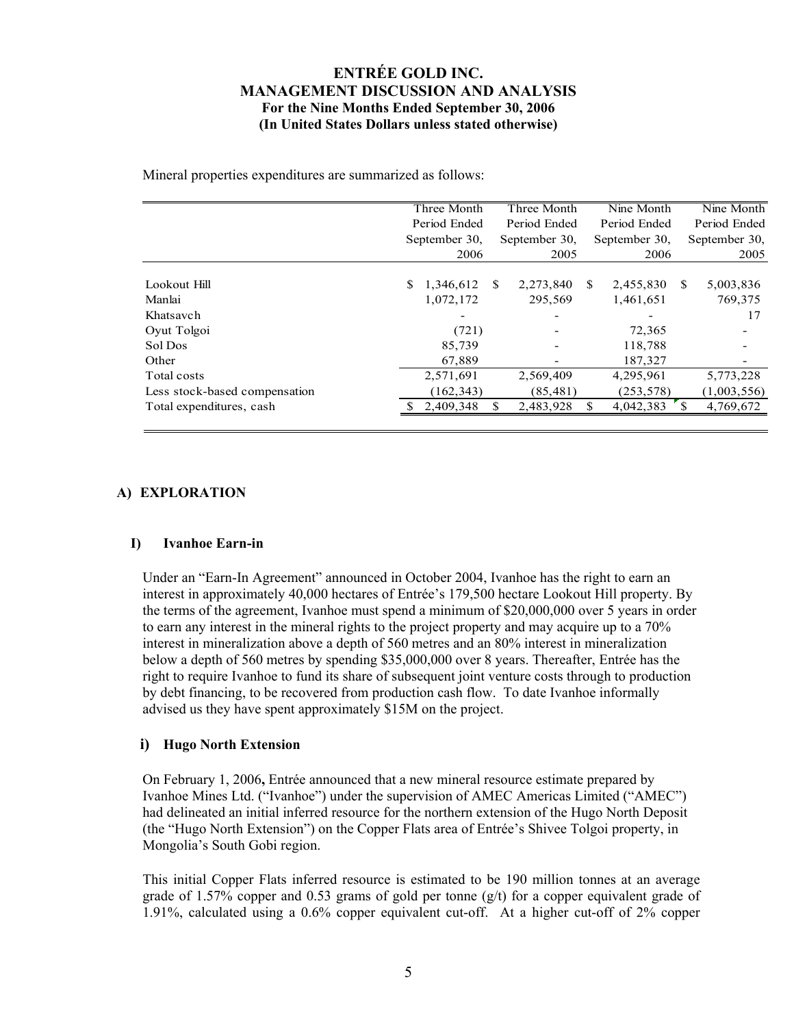Mineral properties expenditures are summarized as follows:

| | Three Month Period Ended September 30, 2006 | Three Month Period Ended September 30, 2005 | Nine Month Period Ended September 30, 2006 | Nine Month Period Ended September 30, 2005 |
|---|---|---|---|---|
| Lookout Hill | $ 1,346,612 | $ 2,273,840 | $ 2,455,830 | $ 5,003,836 |
| Manlai | 1,072,172 | 295,569 | 1,461,651 | 769,375 |
| Khatsavch | - | - | - | 17 |
| Oyut Tolgoi | (721) | - | 72,365 | - |
| Sol Dos | 85,739 | - | 118,788 | - |
| Other | 67,889 | - | 187,327 | - |
| Total costs | 2,571,691 | 2,569,409 | 4,295,961 | 5,773,228 |
| Less stock-based compensation | (162,343) | (85,481) | (253,578) | (1,003,556) |
| Total expenditures, cash | $ 2,409,348 | $ 2,483,928 | $ 4,042,383 | $ 4,769,672 |

## A) EXPLORATION

### I) Ivanhoe Earn-in

Under an "Earn-In Agreement" announced in October 2004, Ivanhoe has the right to earn an interest in approximately 40,000 hectares of Entrée's 179,500 hectare Lookout Hill property. By the terms of the agreement, Ivanhoe must spend a minimum of $20,000,000 over 5 years in order to earn any interest in the mineral rights to the project property and may acquire up to a 70% interest in mineralization above a depth of 560 metres and an 80% interest in mineralization below a depth of 560 metres by spending $35,000,000 over 8 years. Thereafter, Entrée has the right to require Ivanhoe to fund its share of subsequent joint venture costs through to production by debt financing, to be recovered from production cash flow. To date Ivanhoe informally advised us they have spent approximately $15M on the project.

#### i) Hugo North Extension

On February 1, 2006**,** Entrée announced that a new mineral resource estimate prepared by Ivanhoe Mines Ltd. ("Ivanhoe") under the supervision of AMEC Americas Limited ("AMEC") had delineated an initial inferred resource for the northern extension of the Hugo North Deposit (the "Hugo North Extension") on the Copper Flats area of Entrée's Shivee Tolgoi property, in Mongolia's South Gobi region.

This initial Copper Flats inferred resource is estimated to be 190 million tonnes at an average grade of 1.57% copper and 0.53 grams of gold per tonne (g/t) for a copper equivalent grade of 1.91%, calculated using a 0.6% copper equivalent cut-off. At a higher cut-off of 2% copper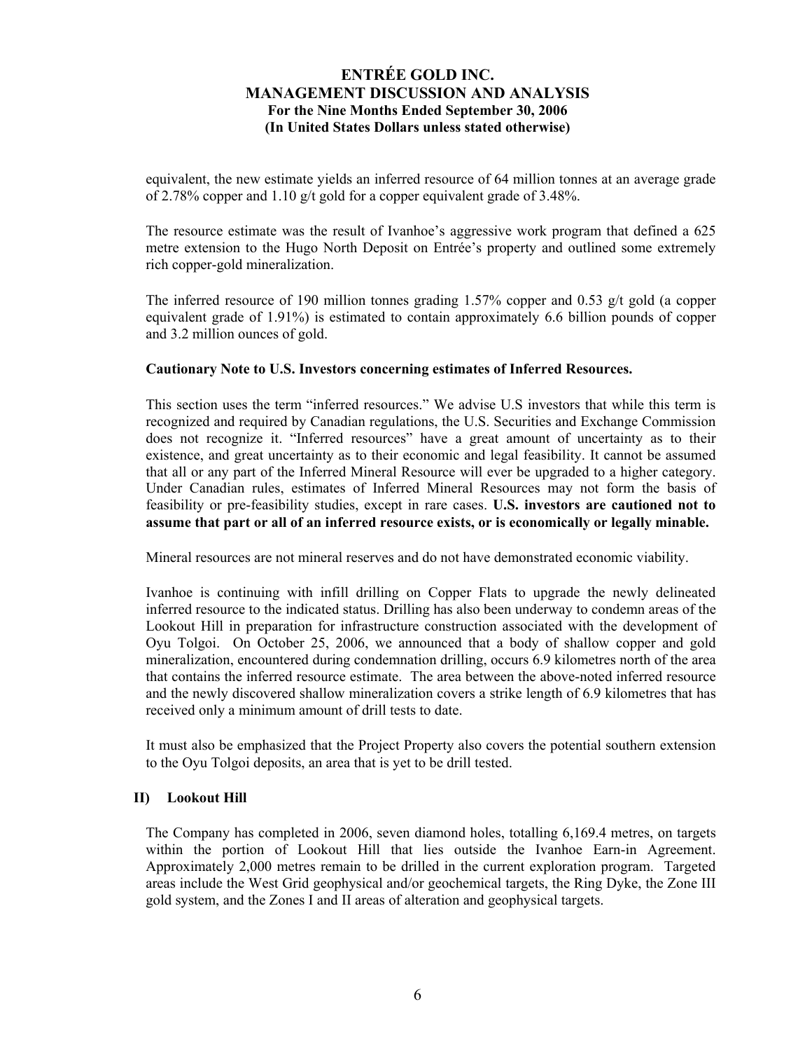equivalent, the new estimate yields an inferred resource of 64 million tonnes at an average grade of 2.78% copper and 1.10 g/t gold for a copper equivalent grade of 3.48%.

The resource estimate was the result of Ivanhoe's aggressive work program that defined a 625 metre extension to the Hugo North Deposit on Entrée's property and outlined some extremely rich copper-gold mineralization.

The inferred resource of 190 million tonnes grading 1.57% copper and 0.53 g/t gold (a copper equivalent grade of 1.91%) is estimated to contain approximately 6.6 billion pounds of copper and 3.2 million ounces of gold.

**Cautionary Note to U.S. Investors concerning estimates of Inferred Resources.**

This section uses the term "inferred resources." We advise U.S investors that while this term is recognized and required by Canadian regulations, the U.S. Securities and Exchange Commission does not recognize it. "Inferred resources" have a great amount of uncertainty as to their existence, and great uncertainty as to their economic and legal feasibility. It cannot be assumed that all or any part of the Inferred Mineral Resource will ever be upgraded to a higher category. Under Canadian rules, estimates of Inferred Mineral Resources may not form the basis of feasibility or pre-feasibility studies, except in rare cases. **U.S. investors are cautioned not to assume that part or all of an inferred resource exists, or is economically or legally minable.**

Mineral resources are not mineral reserves and do not have demonstrated economic viability.

Ivanhoe is continuing with infill drilling on Copper Flats to upgrade the newly delineated inferred resource to the indicated status. Drilling has also been underway to condemn areas of the Lookout Hill in preparation for infrastructure construction associated with the development of Oyu Tolgoi. On October 25, 2006, we announced that a body of shallow copper and gold mineralization, encountered during condemnation drilling, occurs 6.9 kilometres north of the area that contains the inferred resource estimate. The area between the above-noted inferred resource and the newly discovered shallow mineralization covers a strike length of 6.9 kilometres that has received only a minimum amount of drill tests to date.

It must also be emphasized that the Project Property also covers the potential southern extension to the Oyu Tolgoi deposits, an area that is yet to be drill tested.

### II) Lookout Hill

The Company has completed in 2006, seven diamond holes, totalling 6,169.4 metres, on targets within the portion of Lookout Hill that lies outside the Ivanhoe Earn-in Agreement. Approximately 2,000 metres remain to be drilled in the current exploration program. Targeted areas include the West Grid geophysical and/or geochemical targets, the Ring Dyke, the Zone III gold system, and the Zones I and II areas of alteration and geophysical targets.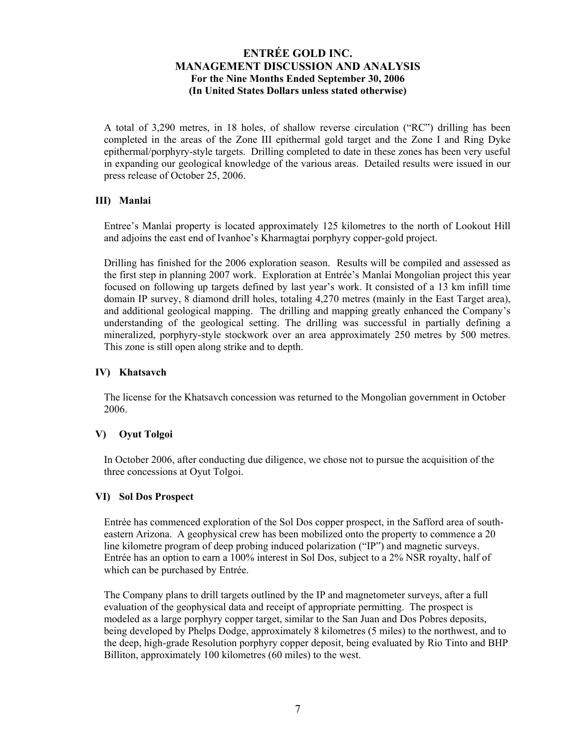A total of 3,290 metres, in 18 holes, of shallow reverse circulation ("RC") drilling has been completed in the areas of the Zone III epithermal gold target and the Zone I and Ring Dyke epithermal/porphyry-style targets. Drilling completed to date in these zones has been very useful in expanding our geological knowledge of the various areas. Detailed results were issued in our press release of October 25, 2006.

### III) Manlai

Entree's Manlai property is located approximately 125 kilometres to the north of Lookout Hill and adjoins the east end of Ivanhoe's Kharmagtai porphyry copper-gold project.

Drilling has finished for the 2006 exploration season. Results will be compiled and assessed as the first step in planning 2007 work. Exploration at Entrée's Manlai Mongolian project this year focused on following up targets defined by last year's work. It consisted of a 13 km infill time domain IP survey, 8 diamond drill holes, totaling 4,270 metres (mainly in the East Target area), and additional geological mapping. The drilling and mapping greatly enhanced the Company's understanding of the geological setting. The drilling was successful in partially defining a mineralized, porphyry-style stockwork over an area approximately 250 metres by 500 metres. This zone is still open along strike and to depth.

### IV) Khatsavch

The license for the Khatsavch concession was returned to the Mongolian government in October 2006.

### V) Oyut Tolgoi

In October 2006, after conducting due diligence, we chose not to pursue the acquisition of the three concessions at Oyut Tolgoi.

### VI) Sol Dos Prospect

Entrée has commenced exploration of the Sol Dos copper prospect, in the Safford area of south-eastern Arizona. A geophysical crew has been mobilized onto the property to commence a 20 line kilometre program of deep probing induced polarization ("IP") and magnetic surveys. Entrée has an option to earn a 100% interest in Sol Dos, subject to a 2% NSR royalty, half of which can be purchased by Entrée.

The Company plans to drill targets outlined by the IP and magnetometer surveys, after a full evaluation of the geophysical data and receipt of appropriate permitting. The prospect is modeled as a large porphyry copper target, similar to the San Juan and Dos Pobres deposits, being developed by Phelps Dodge, approximately 8 kilometres (5 miles) to the northwest, and to the deep, high-grade Resolution porphyry copper deposit, being evaluated by Rio Tinto and BHP Billiton, approximately 100 kilometres (60 miles) to the west.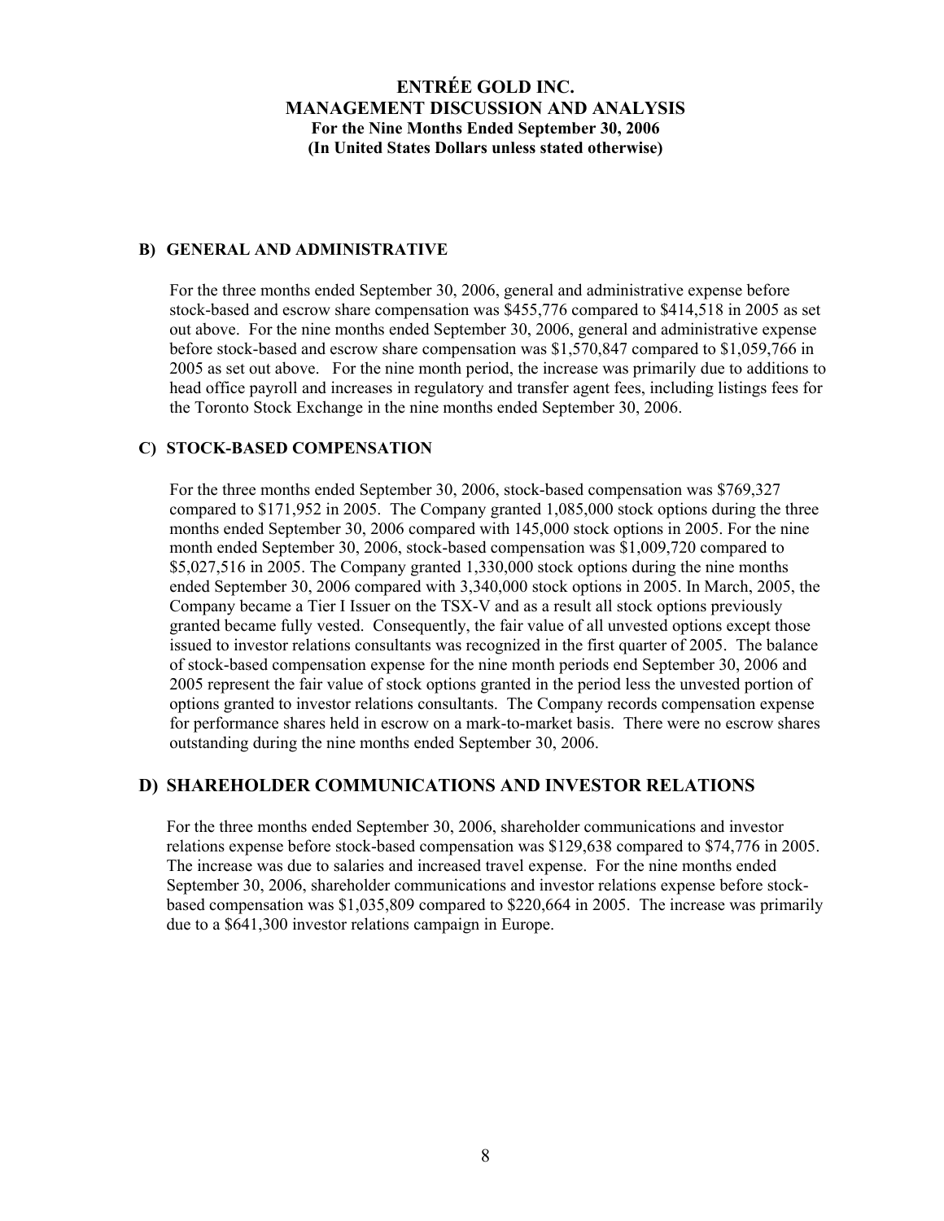### B) GENERAL AND ADMINISTRATIVE

For the three months ended September 30, 2006, general and administrative expense before stock-based and escrow share compensation was $455,776 compared to $414,518 in 2005 as set out above. For the nine months ended September 30, 2006, general and administrative expense before stock-based and escrow share compensation was $1,570,847 compared to $1,059,766 in 2005 as set out above. For the nine month period, the increase was primarily due to additions to head office payroll and increases in regulatory and transfer agent fees, including listings fees for the Toronto Stock Exchange in the nine months ended September 30, 2006.

### C) STOCK-BASED COMPENSATION

For the three months ended September 30, 2006, stock-based compensation was $769,327 compared to $171,952 in 2005. The Company granted 1,085,000 stock options during the three months ended September 30, 2006 compared with 145,000 stock options in 2005. For the nine month ended September 30, 2006, stock-based compensation was $1,009,720 compared to $5,027,516 in 2005. The Company granted 1,330,000 stock options during the nine months ended September 30, 2006 compared with 3,340,000 stock options in 2005. In March, 2005, the Company became a Tier I Issuer on the TSX-V and as a result all stock options previously granted became fully vested. Consequently, the fair value of all unvested options except those issued to investor relations consultants was recognized in the first quarter of 2005. The balance of stock-based compensation expense for the nine month periods end September 30, 2006 and 2005 represent the fair value of stock options granted in the period less the unvested portion of options granted to investor relations consultants. The Company records compensation expense for performance shares held in escrow on a mark-to-market basis. There were no escrow shares outstanding during the nine months ended September 30, 2006.

### D) SHAREHOLDER COMMUNICATIONS AND INVESTOR RELATIONS

For the three months ended September 30, 2006, shareholder communications and investor relations expense before stock-based compensation was $129,638 compared to $74,776 in 2005. The increase was due to salaries and increased travel expense. For the nine months ended September 30, 2006, shareholder communications and investor relations expense before stock-based compensation was $1,035,809 compared to $220,664 in 2005. The increase was primarily due to a $641,300 investor relations campaign in Europe.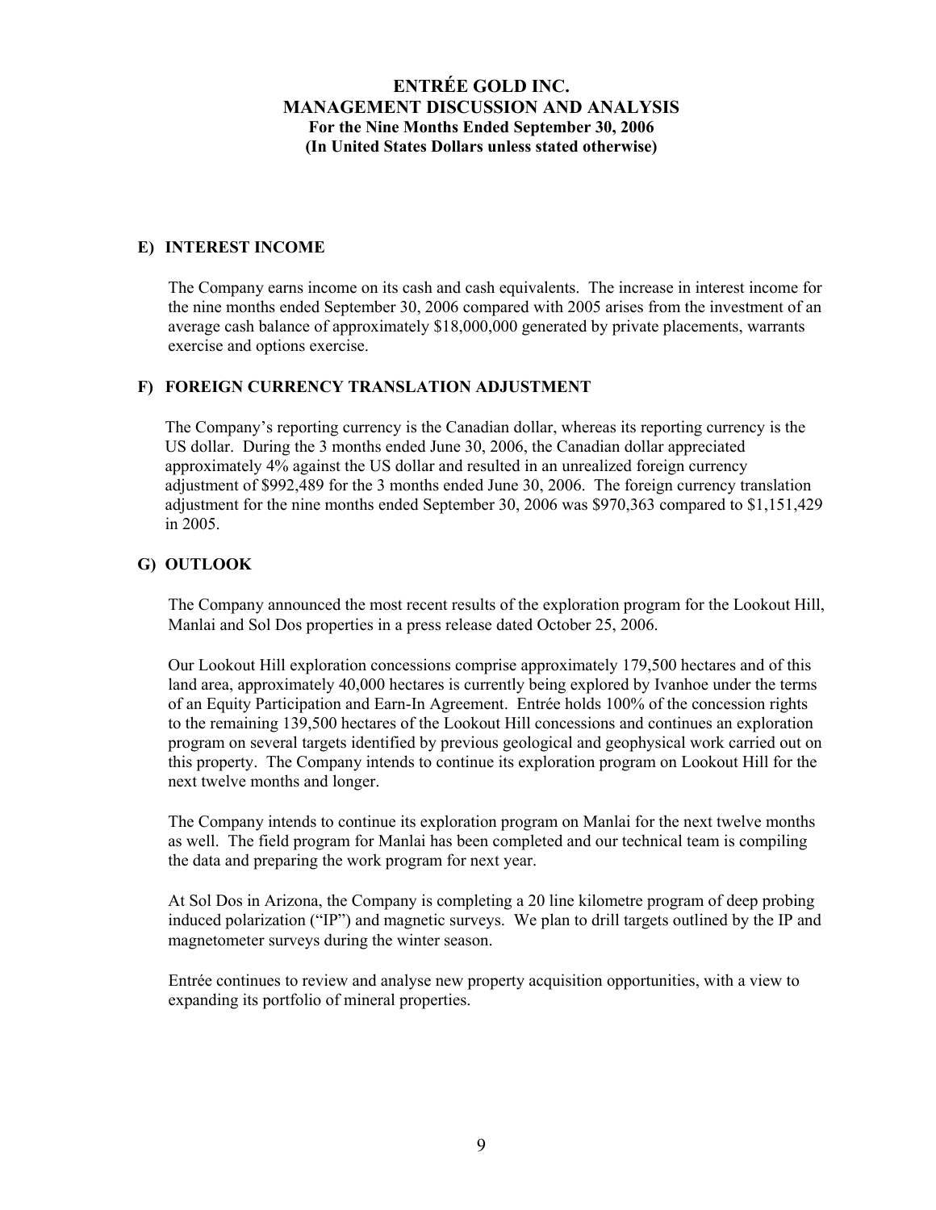## E) INTEREST INCOME

The Company earns income on its cash and cash equivalents. The increase in interest income for the nine months ended September 30, 2006 compared with 2005 arises from the investment of an average cash balance of approximately $18,000,000 generated by private placements, warrants exercise and options exercise.

## F) FOREIGN CURRENCY TRANSLATION ADJUSTMENT

The Company's reporting currency is the Canadian dollar, whereas its reporting currency is the US dollar. During the 3 months ended June 30, 2006, the Canadian dollar appreciated approximately 4% against the US dollar and resulted in an unrealized foreign currency adjustment of $992,489 for the 3 months ended June 30, 2006. The foreign currency translation adjustment for the nine months ended September 30, 2006 was $970,363 compared to $1,151,429 in 2005.

## G) OUTLOOK

The Company announced the most recent results of the exploration program for the Lookout Hill, Manlai and Sol Dos properties in a press release dated October 25, 2006.

Our Lookout Hill exploration concessions comprise approximately 179,500 hectares and of this land area, approximately 40,000 hectares is currently being explored by Ivanhoe under the terms of an Equity Participation and Earn-In Agreement. Entrée holds 100% of the concession rights to the remaining 139,500 hectares of the Lookout Hill concessions and continues an exploration program on several targets identified by previous geological and geophysical work carried out on this property. The Company intends to continue its exploration program on Lookout Hill for the next twelve months and longer.

The Company intends to continue its exploration program on Manlai for the next twelve months as well. The field program for Manlai has been completed and our technical team is compiling the data and preparing the work program for next year.

At Sol Dos in Arizona, the Company is completing a 20 line kilometre program of deep probing induced polarization ("IP") and magnetic surveys. We plan to drill targets outlined by the IP and magnetometer surveys during the winter season.

Entrée continues to review and analyse new property acquisition opportunities, with a view to expanding its portfolio of mineral properties.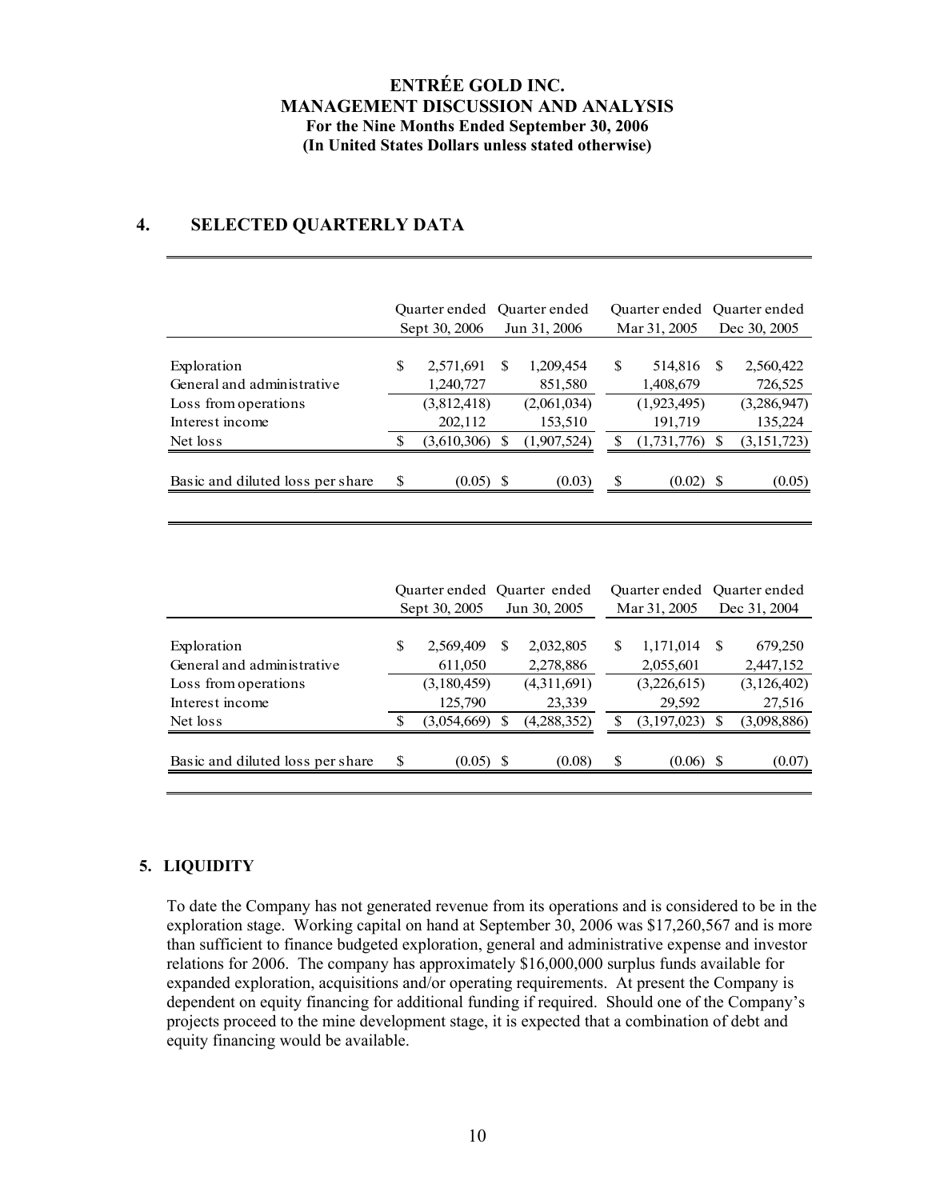**ENTRÉE GOLD INC.**
**MANAGEMENT DISCUSSION AND ANALYSIS**
**For the Nine Months Ended September 30, 2006**
**(In United States Dollars unless stated otherwise)**

## 4. SELECTED QUARTERLY DATA

| | Quarter ended Sept 30, 2006 | Quarter ended Jun 31, 2006 | Quarter ended Mar 31, 2005 | Quarter ended Dec 30, 2005 |
|---|---|---|---|---|
| Exploration | $ 2,571,691 | $ 1,209,454 | $ 514,816 | $ 2,560,422 |
| General and administrative | 1,240,727 | 851,580 | 1,408,679 | 726,525 |
| Loss from operations | (3,812,418) | (2,061,034) | (1,923,495) | (3,286,947) |
| Interest income | 202,112 | 153,510 | 191,719 | 135,224 |
| Net loss | $ (3,610,306) | $ (1,907,524) | $ (1,731,776) | $ (3,151,723) |
| Basic and diluted loss per share | $ (0.05) | $ (0.03) | $ (0.02) | $ (0.05) |

| | Quarter ended Sept 30, 2005 | Quarter ended Jun 30, 2005 | Quarter ended Mar 31, 2005 | Quarter ended Dec 31, 2004 |
|---|---|---|---|---|
| Exploration | $ 2,569,409 | $ 2,032,805 | $ 1,171,014 | $ 679,250 |
| General and administrative | 611,050 | 2,278,886 | 2,055,601 | 2,447,152 |
| Loss from operations | (3,180,459) | (4,311,691) | (3,226,615) | (3,126,402) |
| Interest income | 125,790 | 23,339 | 29,592 | 27,516 |
| Net loss | $ (3,054,669) | $ (4,288,352) | $ (3,197,023) | $ (3,098,886) |
| Basic and diluted loss per share | $ (0.05) | $ (0.08) | $ (0.06) | $ (0.07) |

## 5. LIQUIDITY

To date the Company has not generated revenue from its operations and is considered to be in the exploration stage. Working capital on hand at September 30, 2006 was $17,260,567 and is more than sufficient to finance budgeted exploration, general and administrative expense and investor relations for 2006. The company has approximately $16,000,000 surplus funds available for expanded exploration, acquisitions and/or operating requirements. At present the Company is dependent on equity financing for additional funding if required. Should one of the Company's projects proceed to the mine development stage, it is expected that a combination of debt and equity financing would be available.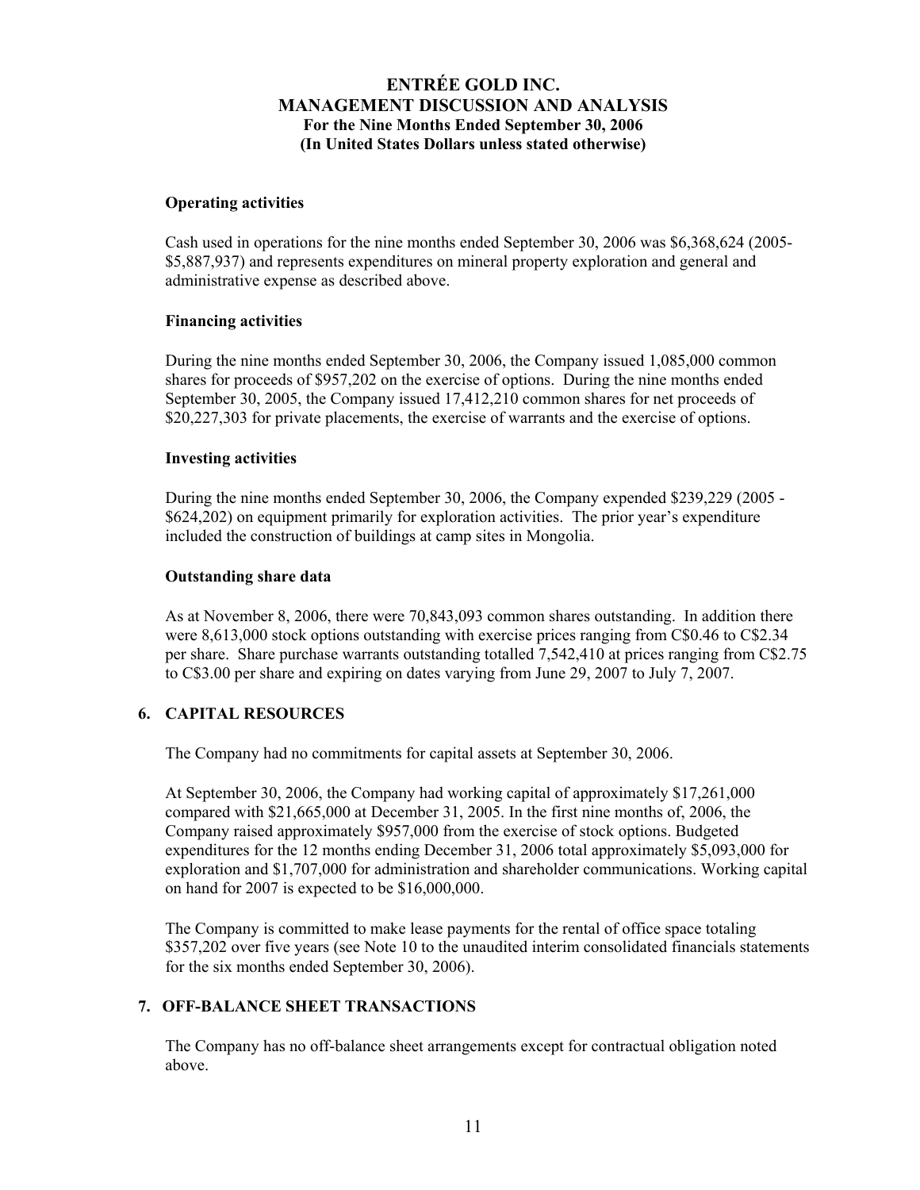#### Operating activities

Cash used in operations for the nine months ended September 30, 2006 was $6,368,624 (2005- $5,887,937) and represents expenditures on mineral property exploration and general and administrative expense as described above.

#### Financing activities

During the nine months ended September 30, 2006, the Company issued 1,085,000 common shares for proceeds of $957,202 on the exercise of options. During the nine months ended September 30, 2005, the Company issued 17,412,210 common shares for net proceeds of $20,227,303 for private placements, the exercise of warrants and the exercise of options.

#### Investing activities

During the nine months ended September 30, 2006, the Company expended $239,229 (2005 - $624,202) on equipment primarily for exploration activities. The prior year's expenditure included the construction of buildings at camp sites in Mongolia.

#### Outstanding share data

As at November 8, 2006, there were 70,843,093 common shares outstanding. In addition there were 8,613,000 stock options outstanding with exercise prices ranging from C$0.46 to C$2.34 per share. Share purchase warrants outstanding totalled 7,542,410 at prices ranging from C$2.75 to C$3.00 per share and expiring on dates varying from June 29, 2007 to July 7, 2007.

## 6. CAPITAL RESOURCES

The Company had no commitments for capital assets at September 30, 2006.

At September 30, 2006, the Company had working capital of approximately $17,261,000 compared with $21,665,000 at December 31, 2005. In the first nine months of, 2006, the Company raised approximately $957,000 from the exercise of stock options. Budgeted expenditures for the 12 months ending December 31, 2006 total approximately $5,093,000 for exploration and $1,707,000 for administration and shareholder communications. Working capital on hand for 2007 is expected to be $16,000,000.

The Company is committed to make lease payments for the rental of office space totaling $357,202 over five years (see Note 10 to the unaudited interim consolidated financials statements for the six months ended September 30, 2006).

## 7. OFF-BALANCE SHEET TRANSACTIONS

The Company has no off-balance sheet arrangements except for contractual obligation noted above.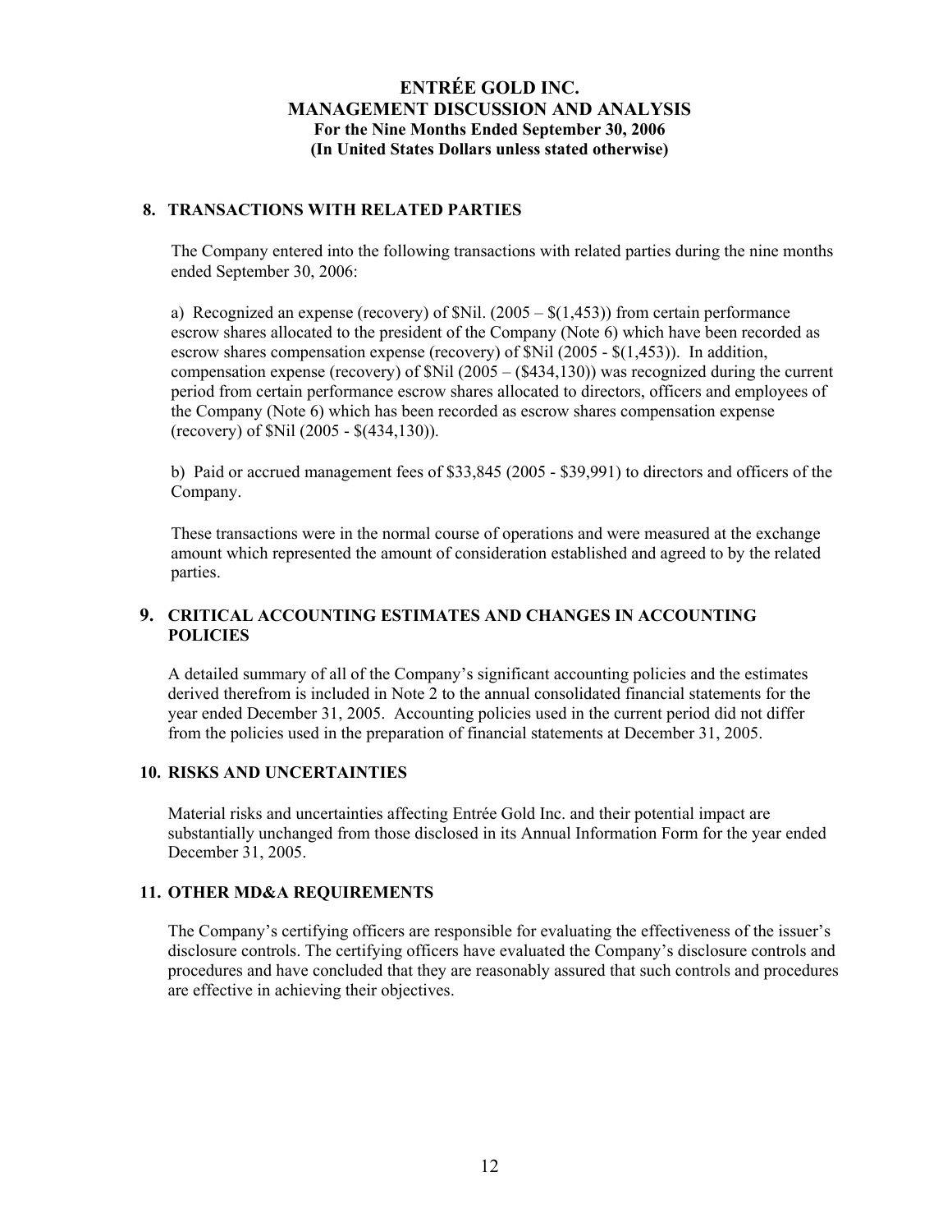## 8. TRANSACTIONS WITH RELATED PARTIES

The Company entered into the following transactions with related parties during the nine months ended September 30, 2006:

a) Recognized an expense (recovery) of $Nil. (2005 – $(1,453)) from certain performance escrow shares allocated to the president of the Company (Note 6) which have been recorded as escrow shares compensation expense (recovery) of $Nil (2005 - $(1,453)). In addition, compensation expense (recovery) of $Nil (2005 – ($434,130)) was recognized during the current period from certain performance escrow shares allocated to directors, officers and employees of the Company (Note 6) which has been recorded as escrow shares compensation expense (recovery) of $Nil (2005 - $(434,130)).

b) Paid or accrued management fees of $33,845 (2005 - $39,991) to directors and officers of the Company.

These transactions were in the normal course of operations and were measured at the exchange amount which represented the amount of consideration established and agreed to by the related parties.

## 9. CRITICAL ACCOUNTING ESTIMATES AND CHANGES IN ACCOUNTING POLICIES

A detailed summary of all of the Company's significant accounting policies and the estimates derived therefrom is included in Note 2 to the annual consolidated financial statements for the year ended December 31, 2005. Accounting policies used in the current period did not differ from the policies used in the preparation of financial statements at December 31, 2005.

## 10. RISKS AND UNCERTAINTIES

Material risks and uncertainties affecting Entrée Gold Inc. and their potential impact are substantially unchanged from those disclosed in its Annual Information Form for the year ended December 31, 2005.

## 11. OTHER MD&A REQUIREMENTS

The Company's certifying officers are responsible for evaluating the effectiveness of the issuer's disclosure controls. The certifying officers have evaluated the Company's disclosure controls and procedures and have concluded that they are reasonably assured that such controls and procedures are effective in achieving their objectives.